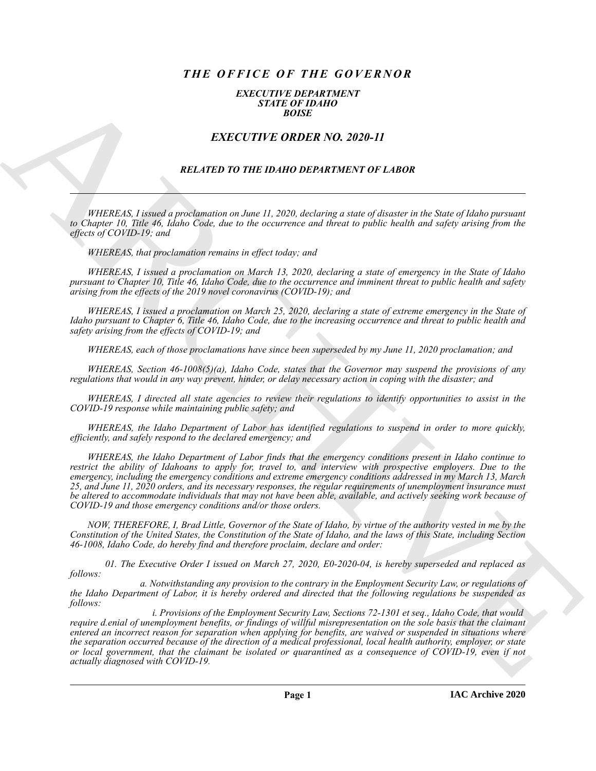# *THE OFFICE OF THE GOVERNOR*

### *EXECUTIVE DEPARTMENT*
### *STATE OF IDAHO*
### *BOISE*

## *EXECUTIVE ORDER NO. 2020-11*

### *RELATED TO THE IDAHO DEPARTMENT OF LABOR*

---

*WHEREAS, I issued a proclamation on June 11, 2020, declaring a state of disaster in the State of Idaho pursuant to Chapter 10, Title 46, Idaho Code, due to the occurrence and threat to public health and safety arising from the effects of COVID-19; and*

*WHEREAS, that proclamation remains in effect today; and*

*WHEREAS, I issued a proclamation on March 13, 2020, declaring a state of emergency in the State of Idaho pursuant to Chapter 10, Title 46, Idaho Code, due to the occurrence and imminent threat to public health and safety arising from the effects of the 2019 novel coronavirus (COVID-19); and*

*WHEREAS, I issued a proclamation on March 25, 2020, declaring a state of extreme emergency in the State of Idaho pursuant to Chapter 6, Title 46, Idaho Code, due to the increasing occurrence and threat to public health and safety arising from the effects of COVID-19; and*

*WHEREAS, each of those proclamations have since been superseded by my June 11, 2020 proclamation; and*

*WHEREAS, Section 46-1008(5)(a), Idaho Code, states that the Governor may suspend the provisions of any regulations that would in any way prevent, hinder, or delay necessary action in coping with the disaster; and*

*WHEREAS, I directed all state agencies to review their regulations to identify opportunities to assist in the COVID-19 response while maintaining public safety; and*

*WHEREAS, the Idaho Department of Labor has identified regulations to suspend in order to more quickly, efficiently, and safely respond to the declared emergency; and*

*WHEREAS, the Idaho Department of Labor finds that the emergency conditions present in Idaho continue to restrict the ability of Idahoans to apply for, travel to, and interview with prospective employers. Due to the emergency, including the emergency conditions and extreme emergency conditions addressed in my March 13, March 25, and June 11, 2020 orders, and its necessary responses, the regular requirements of unemployment insurance must be altered to accommodate individuals that may not have been able, available, and actively seeking work because of COVID-19 and those emergency conditions and/or those orders.*

*NOW, THEREFORE, I, Brad Little, Governor of the State of Idaho, by virtue of the authority vested in me by the Constitution of the United States, the Constitution of the State of Idaho, and the laws of this State, including Section 46-1008, Idaho Code, do hereby find and therefore proclaim, declare and order:*

*01. The Executive Order I issued on March 27, 2020, E0-2020-04, is hereby superseded and replaced as follows:*

*a. Notwithstanding any provision to the contrary in the Employment Security Law, or regulations of the Idaho Department of Labor, it is hereby ordered and directed that the following regulations be suspended as follows:*

*i. Provisions of the Employment Security Law, Sections 72-1301 et seq., Idaho Code, that would require d.enial of unemployment benefits, or findings of willful misrepresentation on the sole basis that the claimant entered an incorrect reason for separation when applying for benefits, are waived or suspended in situations where the separation occurred because of the direction of a medical professional, local health authority, employer, or state or local government, that the claimant be isolated or quarantined as a consequence of COVID-19, even if not actually diagnosed with COVID-19.*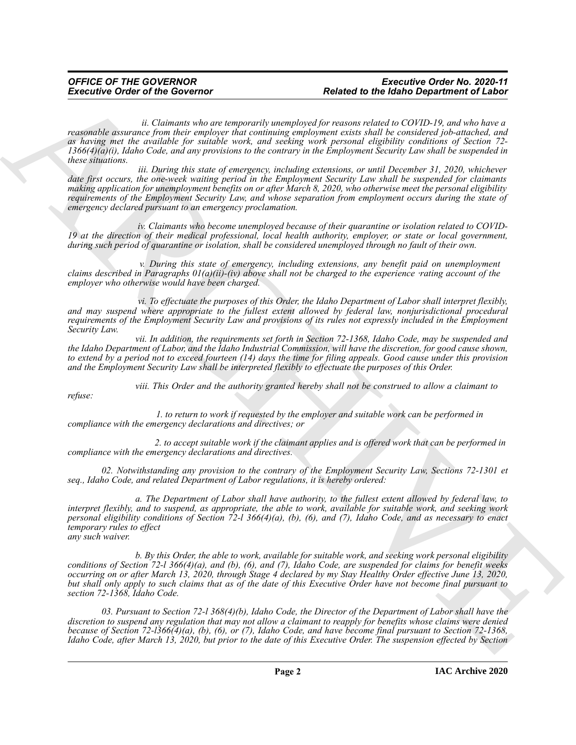*ii. Claimants who are temporarily unemployed for reasons related to COVID-19, and who have a reasonable assurance from their employer that continuing employment exists shall be considered job-attached, and as having met the available for suitable work, and seeking work personal eligibility conditions of Section 72-1366(4)(a)(i), Idaho Code, and any provisions to the contrary in the Employment Security Law shall be suspended in these situations.*

*iii. During this state of emergency, including extensions, or until December 31, 2020, whichever date first occurs, the one-week waiting period in the Employment Security Law shall be suspended for claimants making application for unemployment benefits on or after March 8, 2020, who otherwise meet the personal eligibility requirements of the Employment Security Law, and whose separation from employment occurs during the state of emergency declared pursuant to an emergency proclamation.*

*iv. Claimants who become unemployed because of their quarantine or isolation related to COVID-19 at the direction of their medical professional, local health authority, employer, or state or local government, during such period of quarantine or isolation, shall be considered unemployed through no fault of their own.*

*v. During this state of emergency, including extensions, any benefit paid on unemployment claims described in Paragraphs 01(a)(ii)-(iv) above shall not be charged to the experience ·rating account of the employer who otherwise would have been charged.*

*vi. To effectuate the purposes of this Order, the Idaho Department of Labor shall interpret flexibly, and may suspend where appropriate to the fullest extent allowed by federal law, nonjurisdictional procedural requirements of the Employment Security Law and provisions of its rules not expressly included in the Employment Security Law.*

*vii. In addition, the requirements set forth in Section 72-1368, Idaho Code, may be suspended and the Idaho Department of Labor, and the Idaho Industrial Commission, will have the discretion, for good cause shown, to extend by a period not to exceed fourteen (14) days the time for filing appeals. Good cause under this provision and the Employment Security Law shall be interpreted flexibly to effectuate the purposes of this Order.*

*viii. This Order and the authority granted hereby shall not be construed to allow a claimant to refuse:*

*1. to return to work if requested by the employer and suitable work can be performed in compliance with the emergency declarations and directives; or*

*2. to accept suitable work if the claimant applies and is offered work that can be performed in compliance with the emergency declarations and directives.*

*02. Notwithstanding any provision to the contrary of the Employment Security Law, Sections 72-1301 et seq., Idaho Code, and related Department of Labor regulations, it is hereby ordered:*

*a. The Department of Labor shall have authority, to the fullest extent allowed by federal law, to interpret flexibly, and to suspend, as appropriate, the able to work, available for suitable work, and seeking work personal eligibility conditions of Section 72-l 366(4)(a), (b), (6), and (7), Idaho Code, and as necessary to enact temporary rules to effect any such waiver.*

*b. By this Order, the able to work, available for suitable work, and seeking work personal eligibility conditions of Section 72-l 366(4)(a), and (b), (6), and (7), Idaho Code, are suspended for claims for benefit weeks occurring on or after March 13, 2020, through Stage 4 declared by my Stay Healthy Order effective June 13, 2020, but shall only apply to such claims that as of the date of this Executive Order have not become final pursuant to section 72-1368, Idaho Code.*

*03. Pursuant to Section 72-l 368(4)(b), Idaho Code, the Director of the Department of Labor shall have the discretion to suspend any regulation that may not allow a claimant to reapply for benefits whose claims were denied because of Section 72-l366(4)(a), (b), (6), or (7), Idaho Code, and have become final pursuant to Section 72-1368, Idaho Code, after March 13, 2020, but prior to the date of this Executive Order. The suspension effected by Section*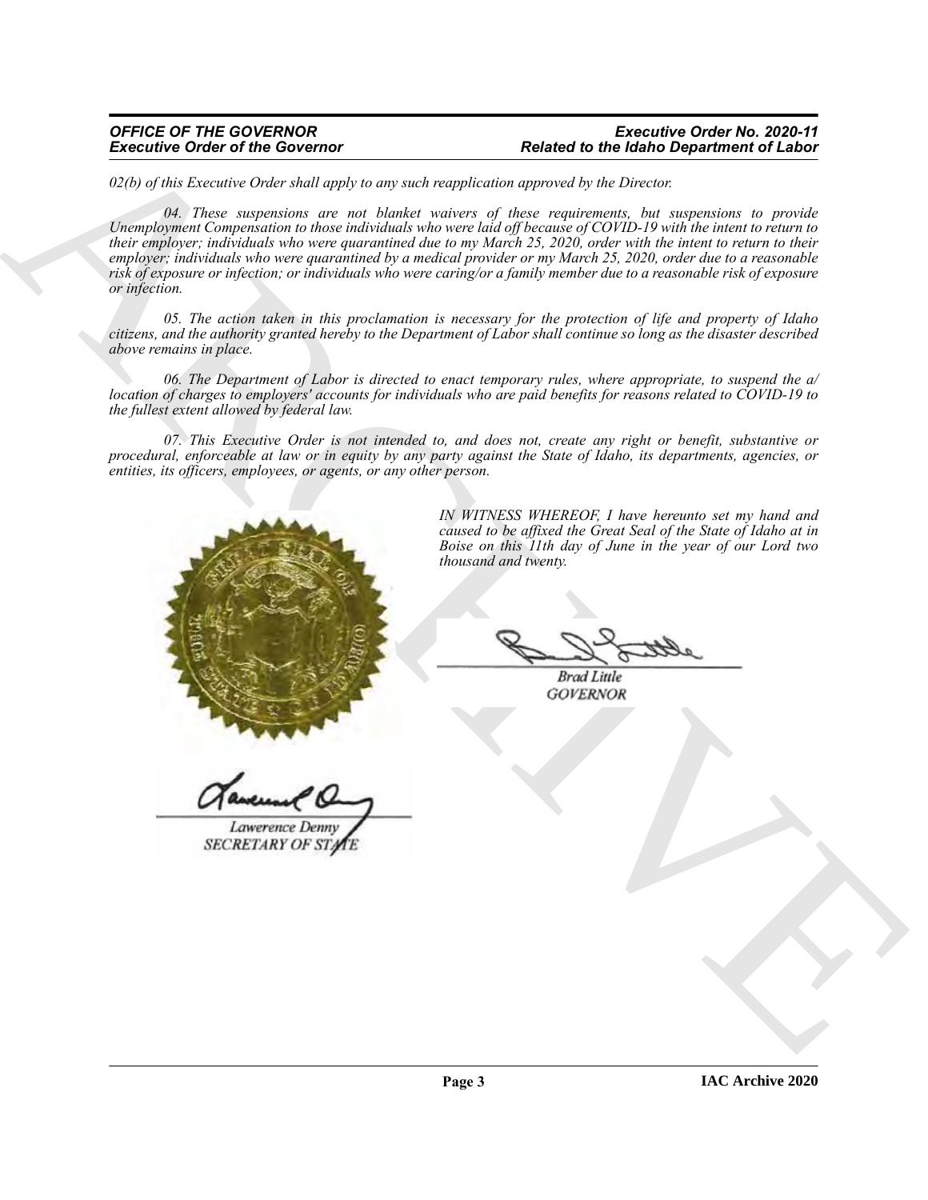*02(b) of this Executive Order shall apply to any such reapplication approved by the Director.*

*04. These suspensions are not blanket waivers of these requirements, but suspensions to provide Unemployment Compensation to those individuals who were laid off because of COVID-19 with the intent to return to their employer; individuals who were quarantined due to my March 25, 2020, order with the intent to return to their employer; individuals who were quarantined by a medical provider or my March 25, 2020, order due to a reasonable risk of exposure or infection; or individuals who were caring/or a family member due to a reasonable risk of exposure or infection.*

*05. The action taken in this proclamation is necessary for the protection of life and property of Idaho citizens, and the authority granted hereby to the Department of Labor shall continue so long as the disaster described above remains in place.*

*06. The Department of Labor is directed to enact temporary rules, where appropriate, to suspend the a/ location of charges to employers' accounts for individuals who are paid benefits for reasons related to COVID-19 to the fullest extent allowed by federal law.*

*07. This Executive Order is not intended to, and does not, create any right or benefit, substantive or procedural, enforceable at law or in equity by any party against the State of Idaho, its departments, agencies, or entities, its officers, employees, or agents, or any other person.*

*IN WITNESS WHEREOF, I have hereunto set my hand and caused to be affixed the Great Seal of the State of Idaho at in Boise on this 11th day of June in the year of our Lord two thousand and twenty.*

*Brad Little*
*GOVERNOR*

*Lawerence Denny*
*SECRETARY OF STATE*